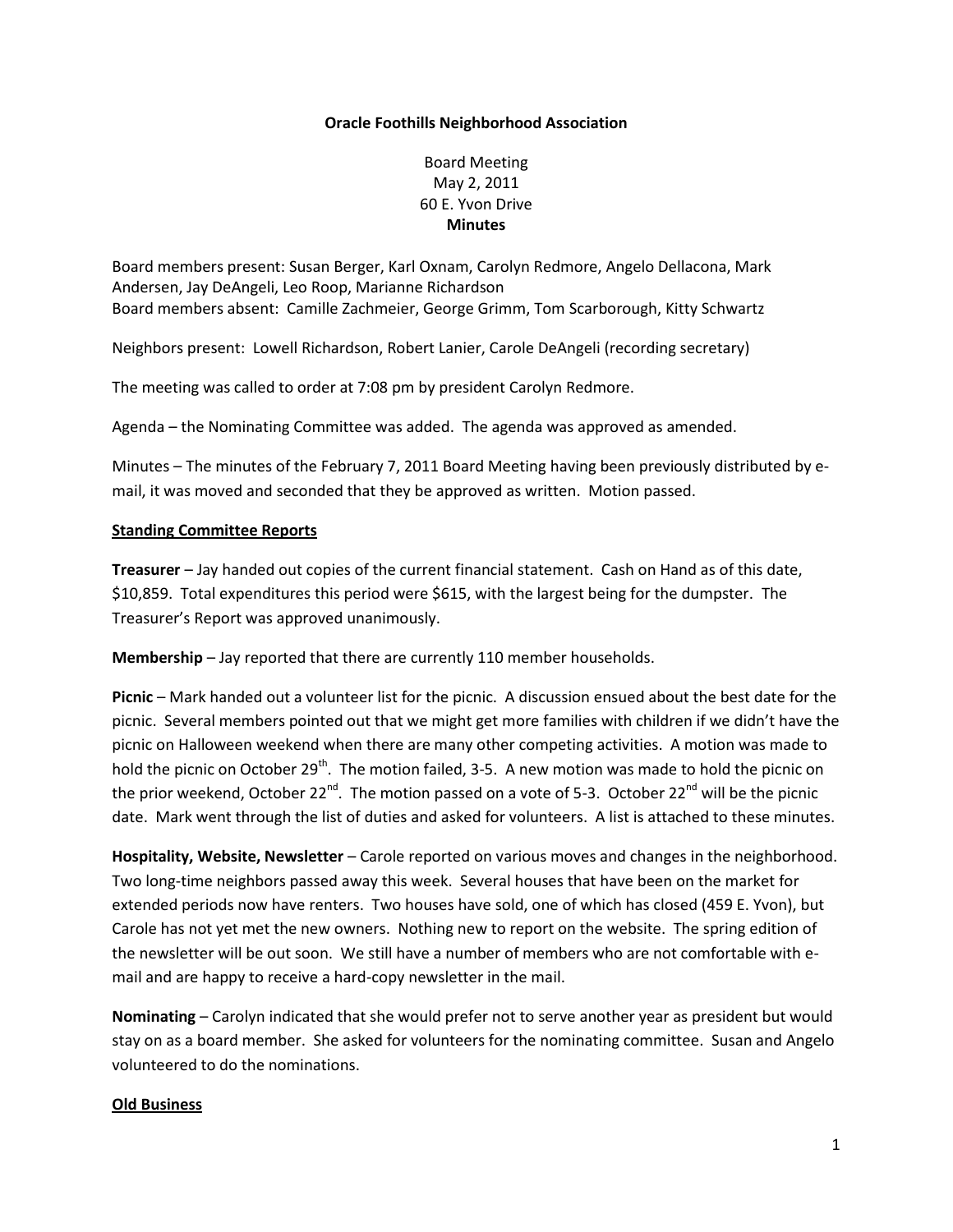**Oracle Foothills Neighborhood Association**

Board Meeting
May 2, 2011
60 E. Yvon Drive
**Minutes**

Board members present: Susan Berger, Karl Oxnam, Carolyn Redmore, Angelo Dellacona, Mark Andersen, Jay DeAngeli, Leo Roop, Marianne Richardson
Board members absent: Camille Zachmeier, George Grimm, Tom Scarborough, Kitty Schwartz

Neighbors present: Lowell Richardson, Robert Lanier, Carole DeAngeli (recording secretary)

The meeting was called to order at 7:08 pm by president Carolyn Redmore.

Agenda – the Nominating Committee was added. The agenda was approved as amended.

Minutes – The minutes of the February 7, 2011 Board Meeting having been previously distributed by e-mail, it was moved and seconded that they be approved as written. Motion passed.

**Standing Committee Reports**

**Treasurer** – Jay handed out copies of the current financial statement. Cash on Hand as of this date, $10,859. Total expenditures this period were $615, with the largest being for the dumpster. The Treasurer's Report was approved unanimously.

**Membership** – Jay reported that there are currently 110 member households.

**Picnic** – Mark handed out a volunteer list for the picnic. A discussion ensued about the best date for the picnic. Several members pointed out that we might get more families with children if we didn't have the picnic on Halloween weekend when there are many other competing activities. A motion was made to hold the picnic on October 29th. The motion failed, 3-5. A new motion was made to hold the picnic on the prior weekend, October 22nd. The motion passed on a vote of 5-3. October 22nd will be the picnic date. Mark went through the list of duties and asked for volunteers. A list is attached to these minutes.

**Hospitality, Website, Newsletter** – Carole reported on various moves and changes in the neighborhood. Two long-time neighbors passed away this week. Several houses that have been on the market for extended periods now have renters. Two houses have sold, one of which has closed (459 E. Yvon), but Carole has not yet met the new owners. Nothing new to report on the website. The spring edition of the newsletter will be out soon. We still have a number of members who are not comfortable with e-mail and are happy to receive a hard-copy newsletter in the mail.

**Nominating** – Carolyn indicated that she would prefer not to serve another year as president but would stay on as a board member. She asked for volunteers for the nominating committee. Susan and Angelo volunteered to do the nominations.

**Old Business**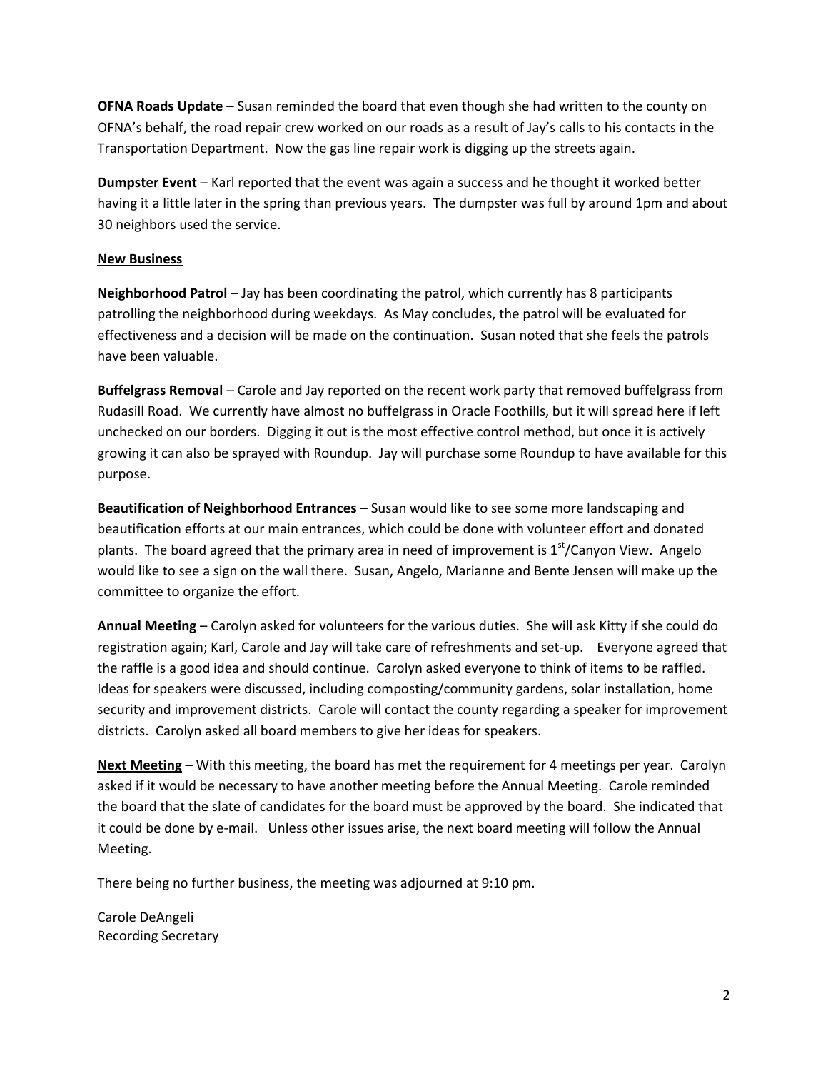**OFNA Roads Update** – Susan reminded the board that even though she had written to the county on OFNA's behalf, the road repair crew worked on our roads as a result of Jay's calls to his contacts in the Transportation Department. Now the gas line repair work is digging up the streets again.

**Dumpster Event** – Karl reported that the event was again a success and he thought it worked better having it a little later in the spring than previous years. The dumpster was full by around 1pm and about 30 neighbors used the service.

**New Business**

**Neighborhood Patrol** – Jay has been coordinating the patrol, which currently has 8 participants patrolling the neighborhood during weekdays. As May concludes, the patrol will be evaluated for effectiveness and a decision will be made on the continuation. Susan noted that she feels the patrols have been valuable.

**Buffelgrass Removal** – Carole and Jay reported on the recent work party that removed buffelgrass from Rudasill Road. We currently have almost no buffelgrass in Oracle Foothills, but it will spread here if left unchecked on our borders. Digging it out is the most effective control method, but once it is actively growing it can also be sprayed with Roundup. Jay will purchase some Roundup to have available for this purpose.

**Beautification of Neighborhood Entrances** – Susan would like to see some more landscaping and beautification efforts at our main entrances, which could be done with volunteer effort and donated plants. The board agreed that the primary area in need of improvement is 1st/Canyon View. Angelo would like to see a sign on the wall there. Susan, Angelo, Marianne and Bente Jensen will make up the committee to organize the effort.

**Annual Meeting** – Carolyn asked for volunteers for the various duties. She will ask Kitty if she could do registration again; Karl, Carole and Jay will take care of refreshments and set-up. Everyone agreed that the raffle is a good idea and should continue. Carolyn asked everyone to think of items to be raffled. Ideas for speakers were discussed, including composting/community gardens, solar installation, home security and improvement districts. Carole will contact the county regarding a speaker for improvement districts. Carolyn asked all board members to give her ideas for speakers.

**Next Meeting** – With this meeting, the board has met the requirement for 4 meetings per year. Carolyn asked if it would be necessary to have another meeting before the Annual Meeting. Carole reminded the board that the slate of candidates for the board must be approved by the board. She indicated that it could be done by e-mail. Unless other issues arise, the next board meeting will follow the Annual Meeting.

There being no further business, the meeting was adjourned at 9:10 pm.

Carole DeAngeli
Recording Secretary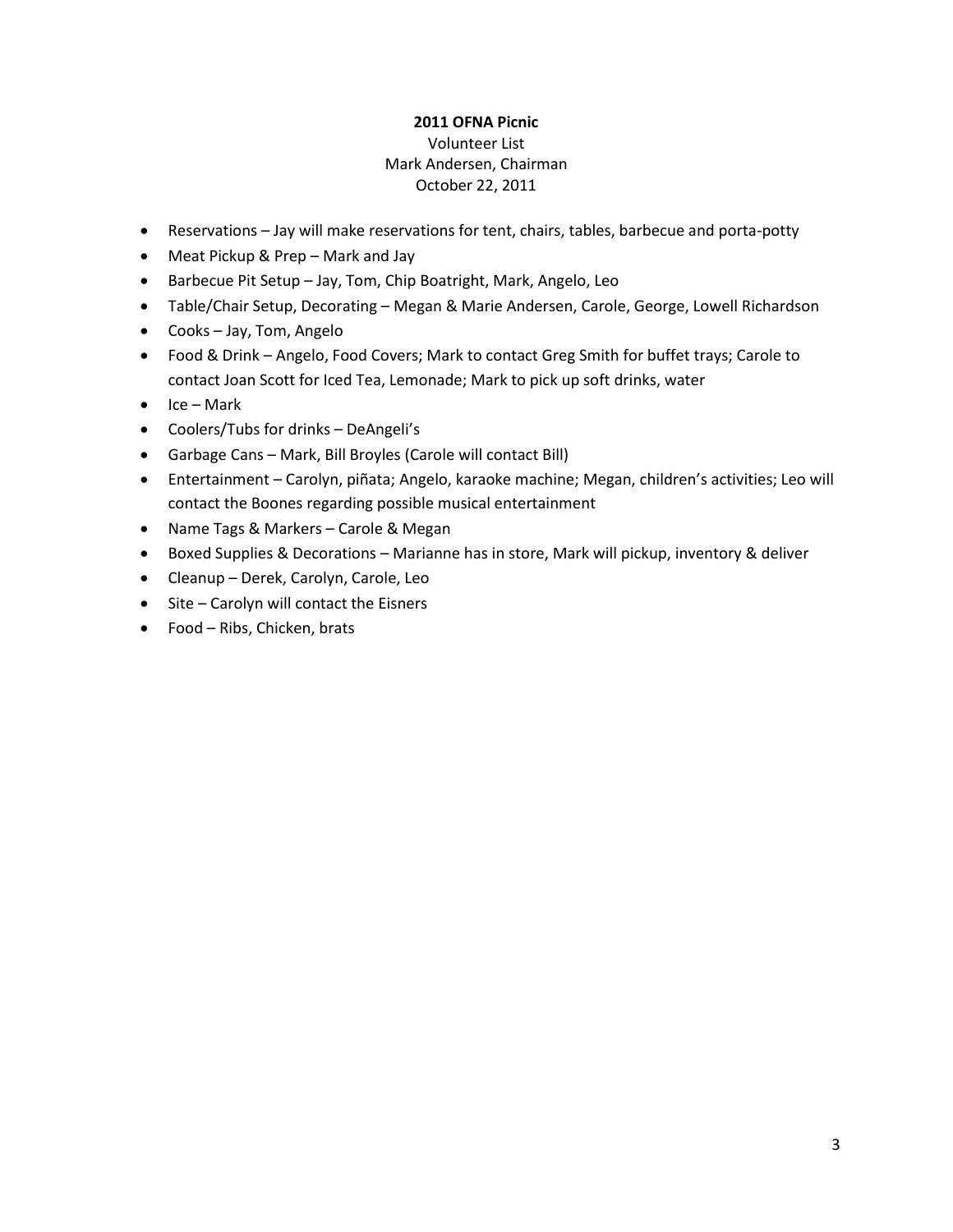**2011 OFNA Picnic**

Volunteer List

Mark Andersen, Chairman

October 22, 2011

- Reservations – Jay will make reservations for tent, chairs, tables, barbecue and porta-potty
- Meat Pickup & Prep – Mark and Jay
- Barbecue Pit Setup – Jay, Tom, Chip Boatright, Mark, Angelo, Leo
- Table/Chair Setup, Decorating – Megan & Marie Andersen, Carole, George, Lowell Richardson
- Cooks – Jay, Tom, Angelo
- Food & Drink – Angelo, Food Covers; Mark to contact Greg Smith for buffet trays; Carole to contact Joan Scott for Iced Tea, Lemonade; Mark to pick up soft drinks, water
- Ice – Mark
- Coolers/Tubs for drinks – DeAngeli's
- Garbage Cans – Mark, Bill Broyles (Carole will contact Bill)
- Entertainment – Carolyn, piñata; Angelo, karaoke machine; Megan, children's activities; Leo will contact the Boones regarding possible musical entertainment
- Name Tags & Markers – Carole & Megan
- Boxed Supplies & Decorations – Marianne has in store, Mark will pickup, inventory & deliver
- Cleanup – Derek, Carolyn, Carole, Leo
- Site – Carolyn will contact the Eisners
- Food – Ribs, Chicken, brats